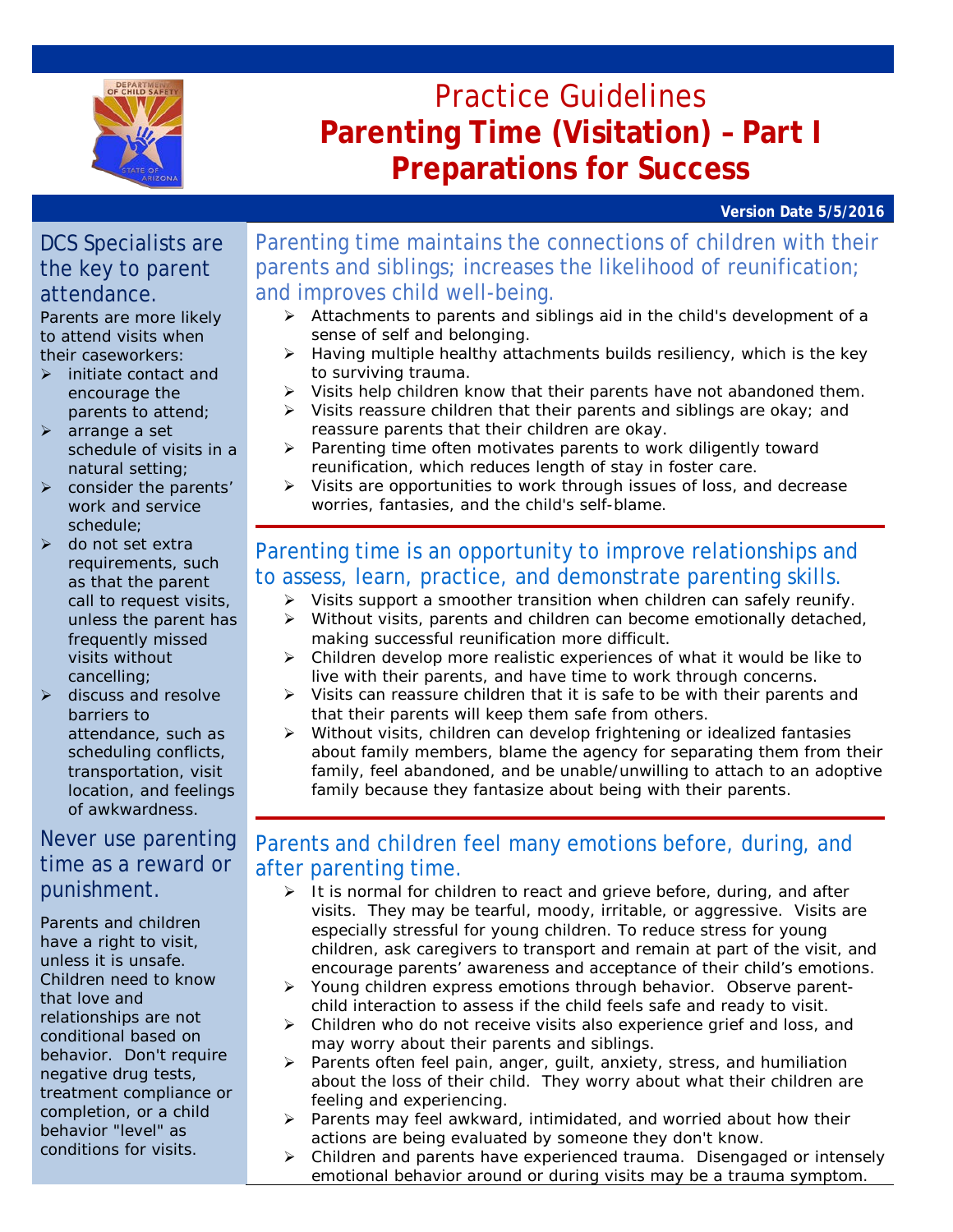# Practice Guidelines

# Parenting Time (Visitation) – Part I Preparations for Success

**Version Date 5/5/2016**

## DCS Specialists are the key to parent attendance.

Parents are more likely to attend visits when their caseworkers:

- initiate contact and encourage the parents to attend;
- arrange a set schedule of visits in a natural setting;
- consider the parents' work and service schedule;
- do not set extra requirements, such as that the parent call to request visits, unless the parent has frequently missed visits without cancelling;
- discuss and resolve barriers to attendance, such as scheduling conflicts, transportation, visit location, and feelings of awkwardness.

## Never use parenting time as a reward or punishment.

Parents and children have a right to visit, unless it is unsafe. Children need to know that love and relationships are not conditional based on behavior. Don't require negative drug tests, treatment compliance or completion, or a child behavior "level" as conditions for visits.

## Parenting time maintains the connections of children with their parents and siblings; increases the likelihood of reunification; and improves child well-being.

- Attachments to parents and siblings aid in the child's development of a sense of self and belonging.
- Having multiple healthy attachments builds resiliency, which is the key to surviving trauma.
- Visits help children know that their parents have not abandoned them.
- Visits reassure children that their parents and siblings are okay; and reassure parents that their children are okay.
- Parenting time often motivates parents to work diligently toward reunification, which reduces length of stay in foster care.
- Visits are opportunities to work through issues of loss, and decrease worries, fantasies, and the child's self-blame.

## Parenting time is an opportunity to improve relationships and to assess, learn, practice, and demonstrate parenting skills.

- Visits support a smoother transition when children can safely reunify.
- Without visits, parents and children can become emotionally detached, making successful reunification more difficult.
- Children develop more realistic experiences of what it would be like to live with their parents, and have time to work through concerns.
- Visits can reassure children that it is safe to be with their parents and that their parents will keep them safe from others.
- Without visits, children can develop frightening or idealized fantasies about family members, blame the agency for separating them from their family, feel abandoned, and be unable/unwilling to attach to an adoptive family because they fantasize about being with their parents.

## Parents and children feel many emotions before, during, and after parenting time.

- It is normal for children to react and grieve before, during, and after visits. They may be tearful, moody, irritable, or aggressive. Visits are especially stressful for young children. To reduce stress for young children, ask caregivers to transport and remain at part of the visit, and encourage parents' awareness and acceptance of their child's emotions.
- Young children express emotions through behavior. Observe parent-child interaction to assess if the child feels safe and ready to visit.
- Children who do not receive visits also experience grief and loss, and may worry about their parents and siblings.
- Parents often feel pain, anger, guilt, anxiety, stress, and humiliation about the loss of their child. They worry about what their children are feeling and experiencing.
- Parents may feel awkward, intimidated, and worried about how their actions are being evaluated by someone they don't know.
- Children and parents have experienced trauma. Disengaged or intensely emotional behavior around or during visits may be a trauma symptom.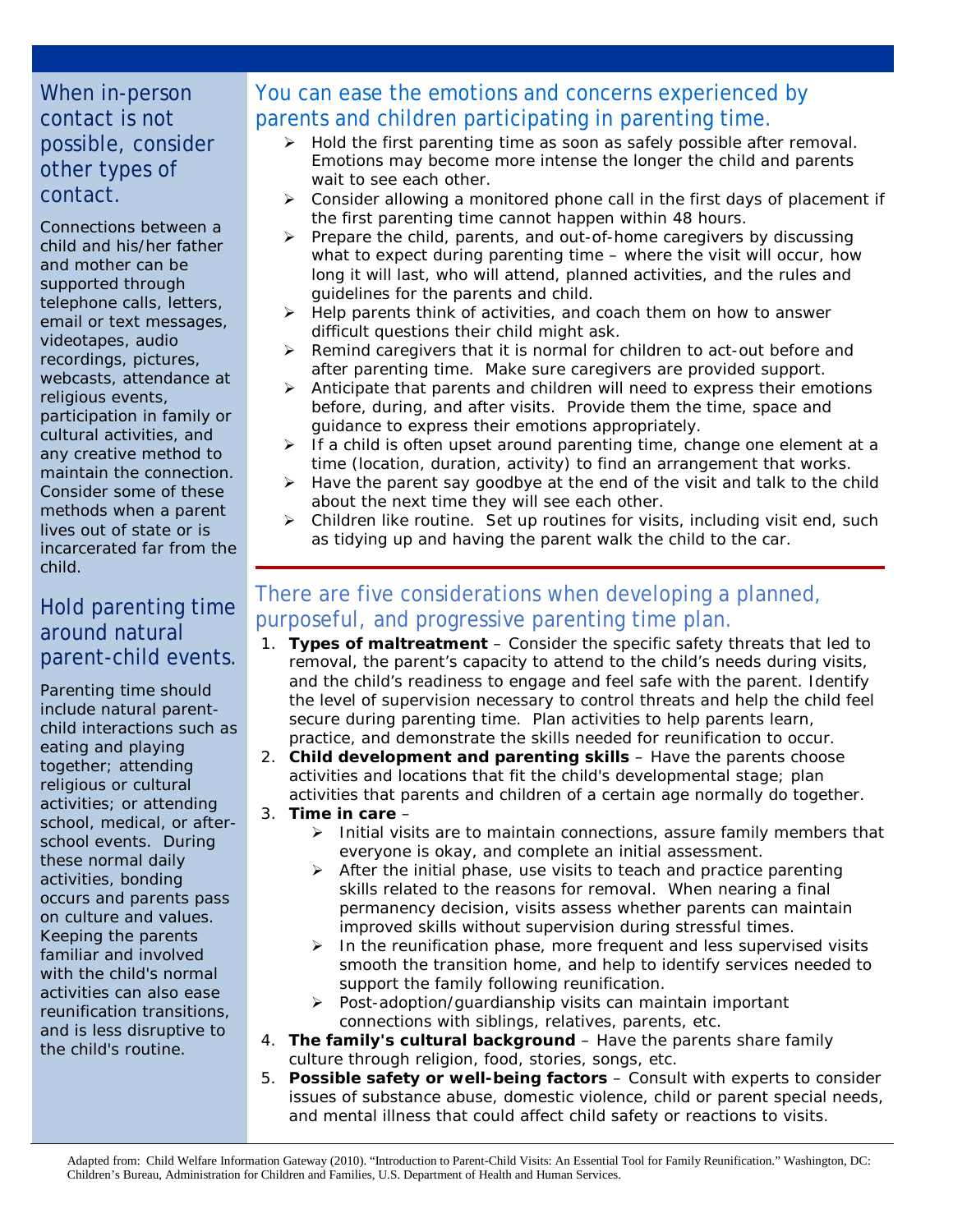## When in-person contact is not possible, consider other types of contact.

Connections between a child and his/her father and mother can be supported through telephone calls, letters, email or text messages, videotapes, audio recordings, pictures, webcasts, attendance at religious events, participation in family or cultural activities, and any creative method to maintain the connection. Consider some of these methods when a parent lives out of state or is incarcerated far from the child.

## Hold parenting time around natural parent-child events.

Parenting time should include natural parent-child interactions such as eating and playing together; attending religious or cultural activities; or attending school, medical, or after-school events. During these normal daily activities, bonding occurs and parents pass on culture and values. Keeping the parents familiar and involved with the child's normal activities can also ease reunification transitions, and is less disruptive to the child's routine.

## You can ease the emotions and concerns experienced by parents and children participating in parenting time.

- Hold the first parenting time as soon as safely possible after removal. Emotions may become more intense the longer the child and parents wait to see each other.
- Consider allowing a monitored phone call in the first days of placement if the first parenting time cannot happen within 48 hours.
- Prepare the child, parents, and out-of-home caregivers by discussing what to expect during parenting time – where the visit will occur, how long it will last, who will attend, planned activities, and the rules and guidelines for the parents and child.
- Help parents think of activities, and coach them on how to answer difficult questions their child might ask.
- Remind caregivers that it is normal for children to act-out before and after parenting time. Make sure caregivers are provided support.
- Anticipate that parents and children will need to express their emotions before, during, and after visits. Provide them the time, space and guidance to express their emotions appropriately.
- If a child is often upset around parenting time, change one element at a time (location, duration, activity) to find an arrangement that works.
- Have the parent say goodbye at the end of the visit and talk to the child about the next time they will see each other.
- Children like routine. Set up routines for visits, including visit end, such as tidying up and having the parent walk the child to the car.

## There are five considerations when developing a planned, purposeful, and progressive parenting time plan.

1. **Types of maltreatment** – Consider the specific safety threats that led to removal, the parent's capacity to attend to the child's needs during visits, and the child's readiness to engage and feel safe with the parent. Identify the level of supervision necessary to control threats and help the child feel secure during parenting time. Plan activities to help parents learn, practice, and demonstrate the skills needed for reunification to occur.
2. **Child development and parenting skills** – Have the parents choose activities and locations that fit the child's developmental stage; plan activities that parents and children of a certain age normally do together.
3. **Time in care** –
   - Initial visits are to maintain connections, assure family members that everyone is okay, and complete an initial assessment.
   - After the initial phase, use visits to teach and practice parenting skills related to the reasons for removal. When nearing a final permanency decision, visits assess whether parents can maintain improved skills without supervision during stressful times.
   - In the reunification phase, more frequent and less supervised visits smooth the transition home, and help to identify services needed to support the family following reunification.
   - Post-adoption/guardianship visits can maintain important connections with siblings, relatives, parents, etc.
4. **The family's cultural background** – Have the parents share family culture through religion, food, stories, songs, etc.
5. **Possible safety or well-being factors** – Consult with experts to consider issues of substance abuse, domestic violence, child or parent special needs, and mental illness that could affect child safety or reactions to visits.

Adapted from: Child Welfare Information Gateway (2010). "Introduction to Parent-Child Visits: An Essential Tool for Family Reunification." Washington, DC: Children's Bureau, Administration for Children and Families, U.S. Department of Health and Human Services.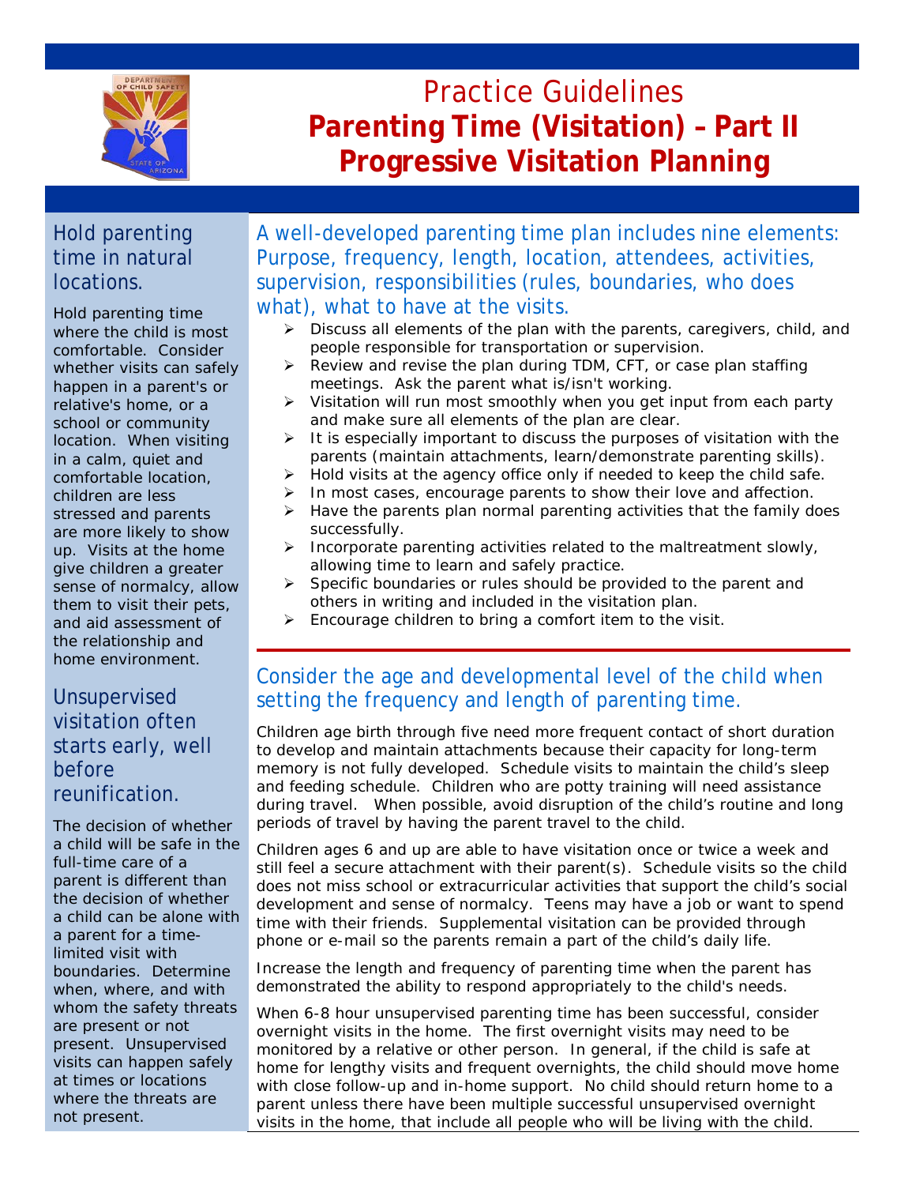# Practice Guidelines

# Parenting Time (Visitation) – Part II Progressive Visitation Planning

## Hold parenting time in natural locations.

Hold parenting time where the child is most comfortable. Consider whether visits can safely happen in a parent's or relative's home, or a school or community location. When visiting in a calm, quiet and comfortable location, children are less stressed and parents are more likely to show up. Visits at the home give children a greater sense of normalcy, allow them to visit their pets, and aid assessment of the relationship and home environment.

## Unsupervised visitation often starts early, well before reunification.

The decision of whether a child will be safe in the full-time care of a parent is different than the decision of whether a child can be alone with a parent for a time-limited visit with boundaries. Determine when, where, and with whom the safety threats are present or not present. Unsupervised visits can happen safely at times or locations where the threats are not present.

## A well-developed parenting time plan includes nine elements: Purpose, frequency, length, location, attendees, activities, supervision, responsibilities (rules, boundaries, who does what), what to have at the visits.

- Discuss all elements of the plan with the parents, caregivers, child, and people responsible for transportation or supervision.
- Review and revise the plan during TDM, CFT, or case plan staffing meetings. Ask the parent what is/isn't working.
- Visitation will run most smoothly when you get input from each party and make sure all elements of the plan are clear.
- It is especially important to discuss the purposes of visitation with the parents (maintain attachments, learn/demonstrate parenting skills).
- Hold visits at the agency office only if needed to keep the child safe.
- In most cases, encourage parents to show their love and affection.
- Have the parents plan normal parenting activities that the family does successfully.
- Incorporate parenting activities related to the maltreatment slowly, allowing time to learn and safely practice.
- Specific boundaries or rules should be provided to the parent and others in writing and included in the visitation plan.
- Encourage children to bring a comfort item to the visit.

## Consider the age and developmental level of the child when setting the frequency and length of parenting time.

Children age birth through five need more frequent contact of short duration to develop and maintain attachments because their capacity for long-term memory is not fully developed. Schedule visits to maintain the child's sleep and feeding schedule. Children who are potty training will need assistance during travel. When possible, avoid disruption of the child's routine and long periods of travel by having the parent travel to the child.

Children ages 6 and up are able to have visitation once or twice a week and still feel a secure attachment with their parent(s). Schedule visits so the child does not miss school or extracurricular activities that support the child's social development and sense of normalcy. Teens may have a job or want to spend time with their friends. Supplemental visitation can be provided through phone or e-mail so the parents remain a part of the child's daily life.

Increase the length and frequency of parenting time when the parent has demonstrated the ability to respond appropriately to the child's needs.

When 6-8 hour unsupervised parenting time has been successful, consider overnight visits in the home. The first overnight visits may need to be monitored by a relative or other person. In general, if the child is safe at home for lengthy visits and frequent overnights, the child should move home with close follow-up and in-home support. No child should return home to a parent unless there have been multiple successful unsupervised overnight visits in the home, that include all people who will be living with the child.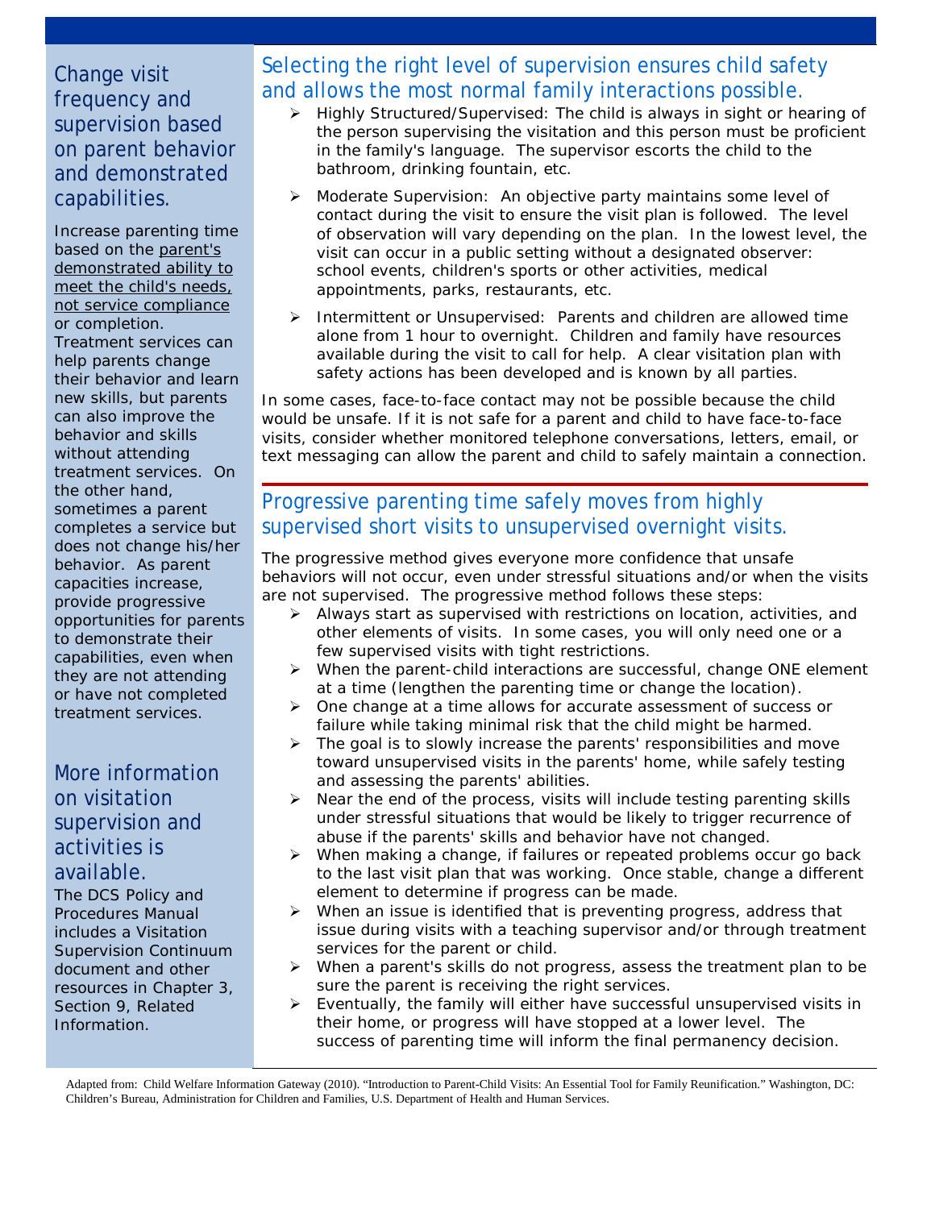## Change visit frequency and supervision based on parent behavior and demonstrated capabilities.

Increase parenting time based on the parent's demonstrated ability to meet the child's needs, not service compliance or completion. Treatment services can help parents change their behavior and learn new skills, but parents can also improve the behavior and skills without attending treatment services. On the other hand, sometimes a parent completes a service but does not change his/her behavior. As parent capacities increase, provide progressive opportunities for parents to demonstrate their capabilities, even when they are not attending or have not completed treatment services.

## More information on visitation supervision and activities is available.

The DCS Policy and Procedures Manual includes a Visitation Supervision Continuum document and other resources in Chapter 3, Section 9, Related Information.

## Selecting the right level of supervision ensures child safety and allows the most normal family interactions possible.

- Highly Structured/Supervised: The child is always in sight or hearing of the person supervising the visitation and this person must be proficient in the family's language. The supervisor escorts the child to the bathroom, drinking fountain, etc.
- Moderate Supervision: An objective party maintains some level of contact during the visit to ensure the visit plan is followed. The level of observation will vary depending on the plan. In the lowest level, the visit can occur in a public setting without a designated observer: school events, children's sports or other activities, medical appointments, parks, restaurants, etc.
- Intermittent or Unsupervised: Parents and children are allowed time alone from 1 hour to overnight. Children and family have resources available during the visit to call for help. A clear visitation plan with safety actions has been developed and is known by all parties.

In some cases, face-to-face contact may not be possible because the child would be unsafe. If it is not safe for a parent and child to have face-to-face visits, consider whether monitored telephone conversations, letters, email, or text messaging can allow the parent and child to safely maintain a connection.

## Progressive parenting time safely moves from highly supervised short visits to unsupervised overnight visits.

The progressive method gives everyone more confidence that unsafe behaviors will not occur, even under stressful situations and/or when the visits are not supervised. The progressive method follows these steps:

- Always start as supervised with restrictions on location, activities, and other elements of visits. In some cases, you will only need one or a few supervised visits with tight restrictions.
- When the parent-child interactions are successful, change ONE element at a time (lengthen the parenting time or change the location).
- One change at a time allows for accurate assessment of success or failure while taking minimal risk that the child might be harmed.
- The goal is to slowly increase the parents' responsibilities and move toward unsupervised visits in the parents' home, while safely testing and assessing the parents' abilities.
- Near the end of the process, visits will include testing parenting skills under stressful situations that would be likely to trigger recurrence of abuse if the parents' skills and behavior have not changed.
- When making a change, if failures or repeated problems occur go back to the last visit plan that was working. Once stable, change a different element to determine if progress can be made.
- When an issue is identified that is preventing progress, address that issue during visits with a teaching supervisor and/or through treatment services for the parent or child.
- When a parent's skills do not progress, assess the treatment plan to be sure the parent is receiving the right services.
- Eventually, the family will either have successful unsupervised visits in their home, or progress will have stopped at a lower level. The success of parenting time will inform the final permanency decision.

Adapted from: Child Welfare Information Gateway (2010). "Introduction to Parent-Child Visits: An Essential Tool for Family Reunification." Washington, DC: Children's Bureau, Administration for Children and Families, U.S. Department of Health and Human Services.